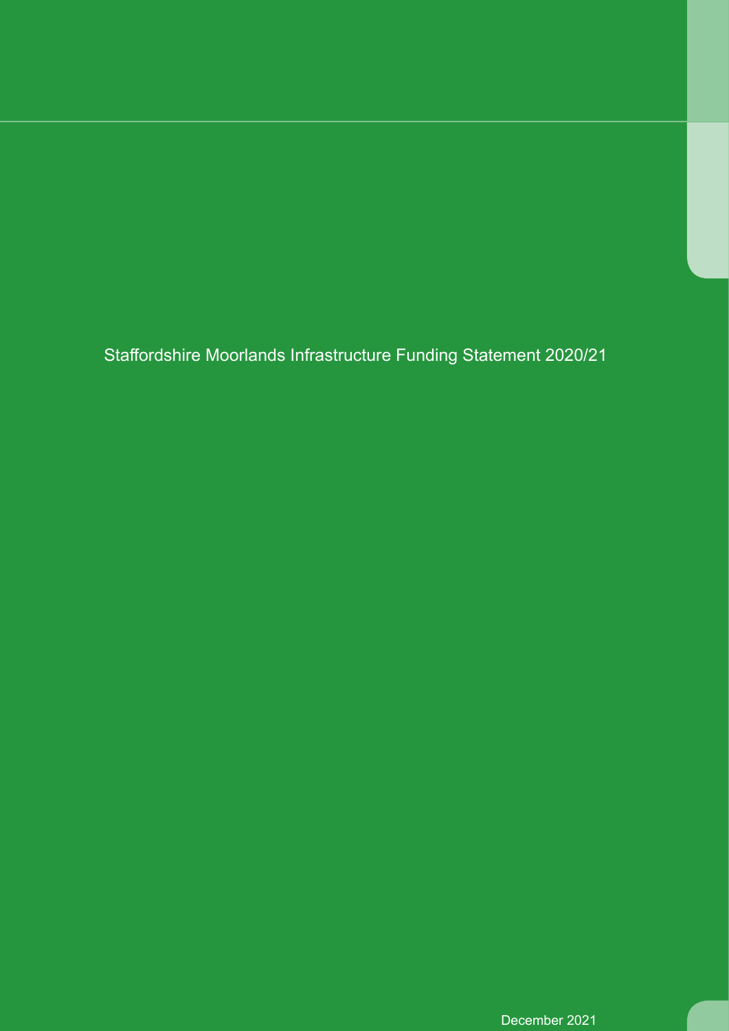# Staffordshire Moorlands Infrastructure Funding Statement 2020/21

December 2021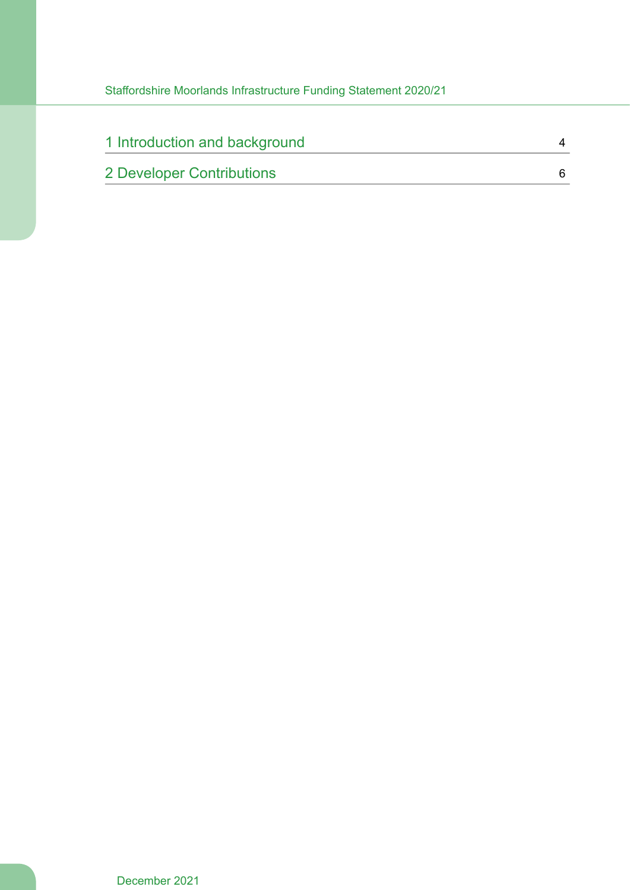| | |
|---|---|
| 1 Introduction and background | 4 |
| 2 Developer Contributions | 6 |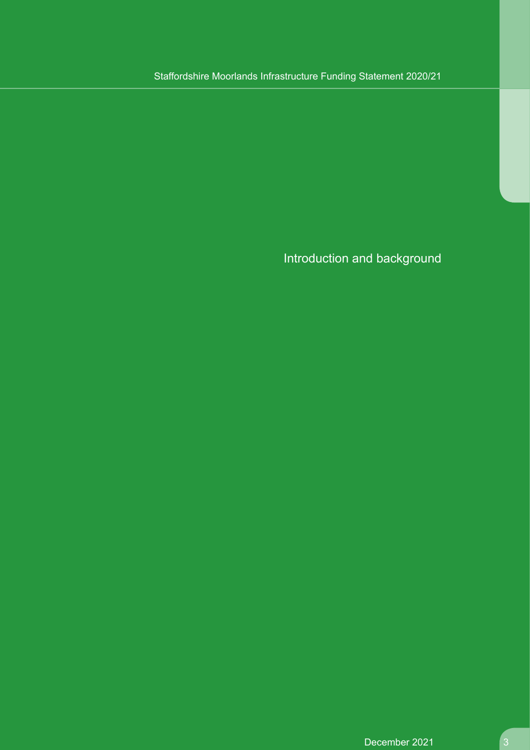# Introduction and background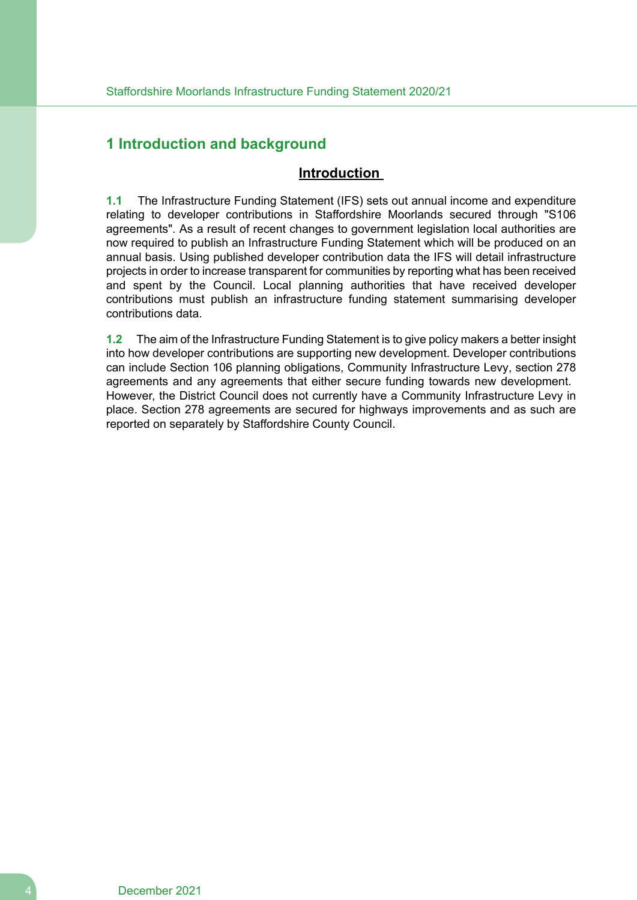# 1 Introduction and background

## Introduction

**1.1** The Infrastructure Funding Statement (IFS) sets out annual income and expenditure relating to developer contributions in Staffordshire Moorlands secured through "S106 agreements". As a result of recent changes to government legislation local authorities are now required to publish an Infrastructure Funding Statement which will be produced on an annual basis. Using published developer contribution data the IFS will detail infrastructure projects in order to increase transparent for communities by reporting what has been received and spent by the Council. Local planning authorities that have received developer contributions must publish an infrastructure funding statement summarising developer contributions data.

**1.2** The aim of the Infrastructure Funding Statement is to give policy makers a better insight into how developer contributions are supporting new development. Developer contributions can include Section 106 planning obligations, Community Infrastructure Levy, section 278 agreements and any agreements that either secure funding towards new development. However, the District Council does not currently have a Community Infrastructure Levy in place. Section 278 agreements are secured for highways improvements and as such are reported on separately by Staffordshire County Council.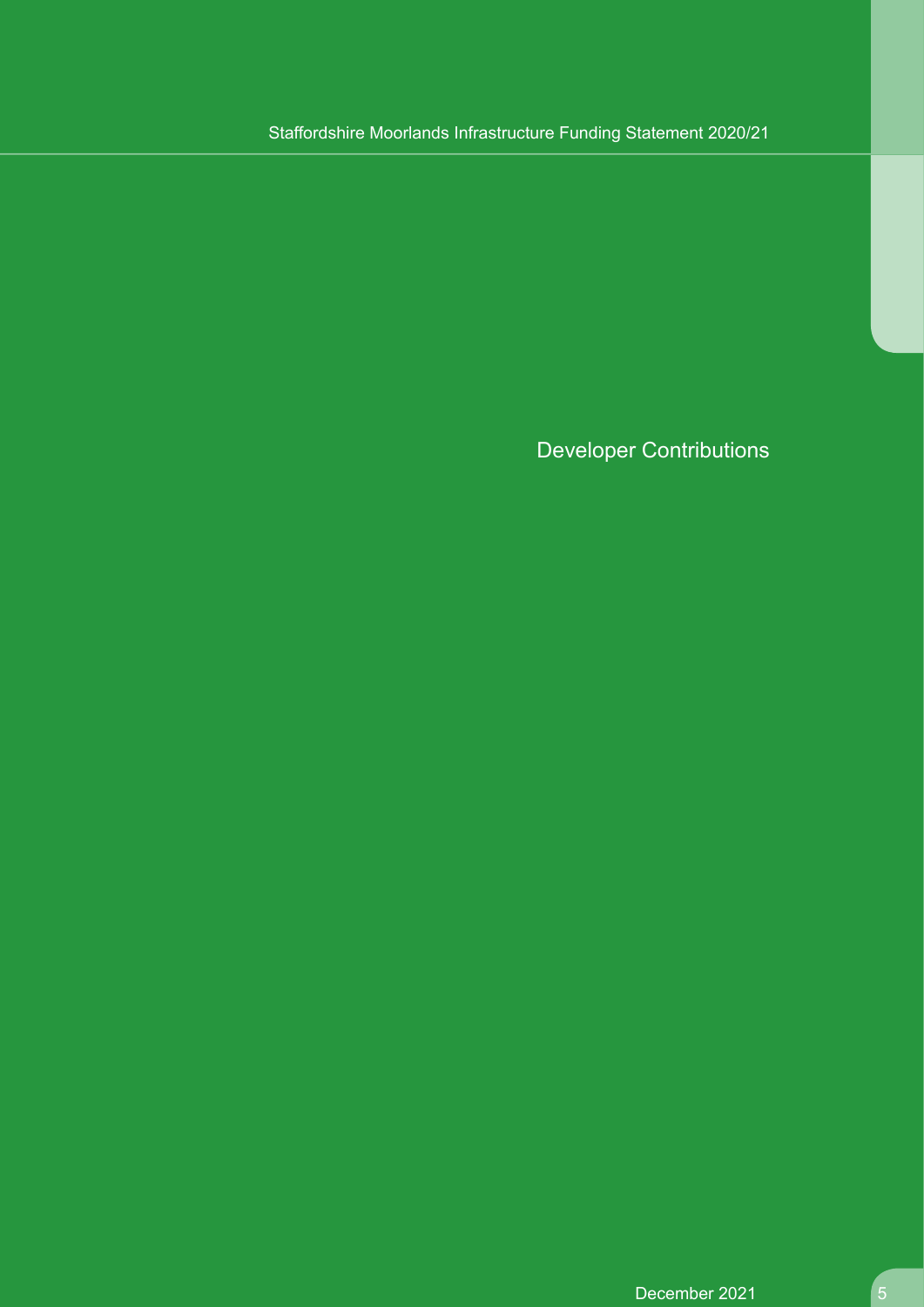# Developer Contributions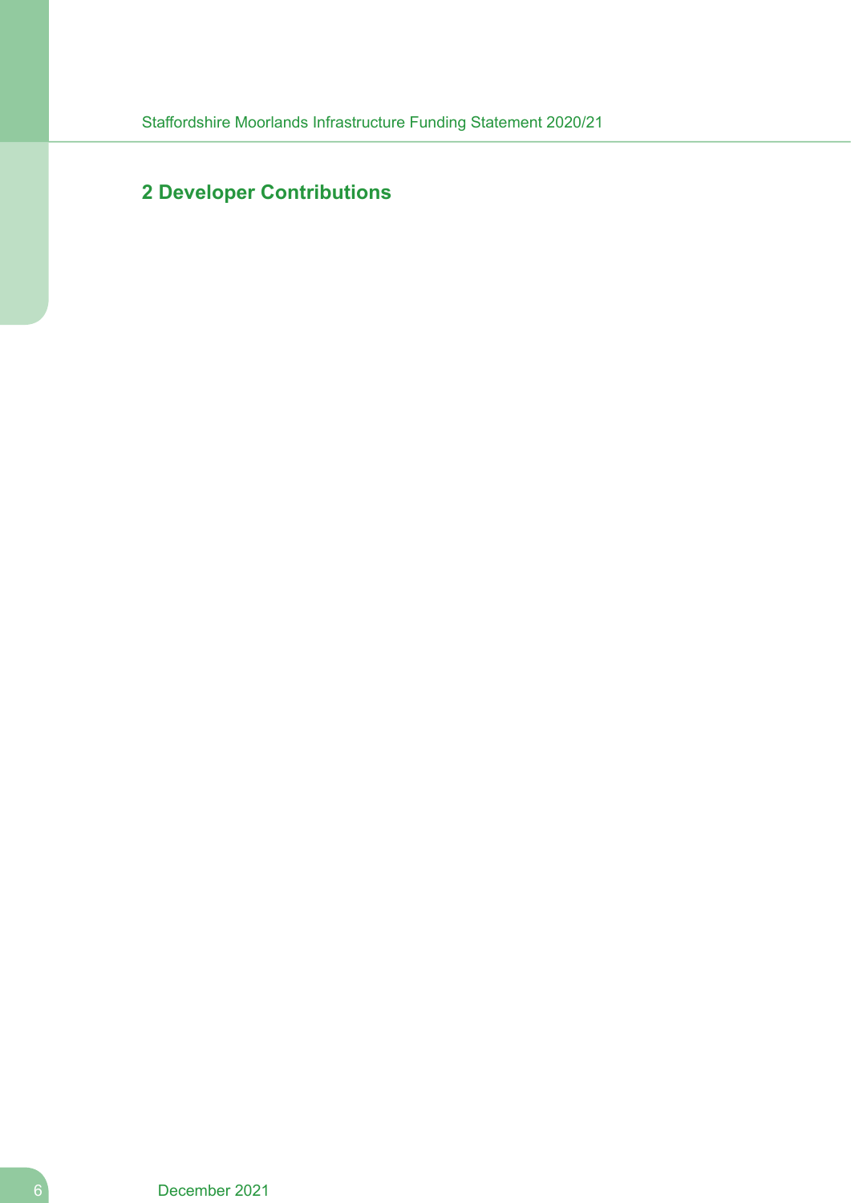## 2 Developer Contributions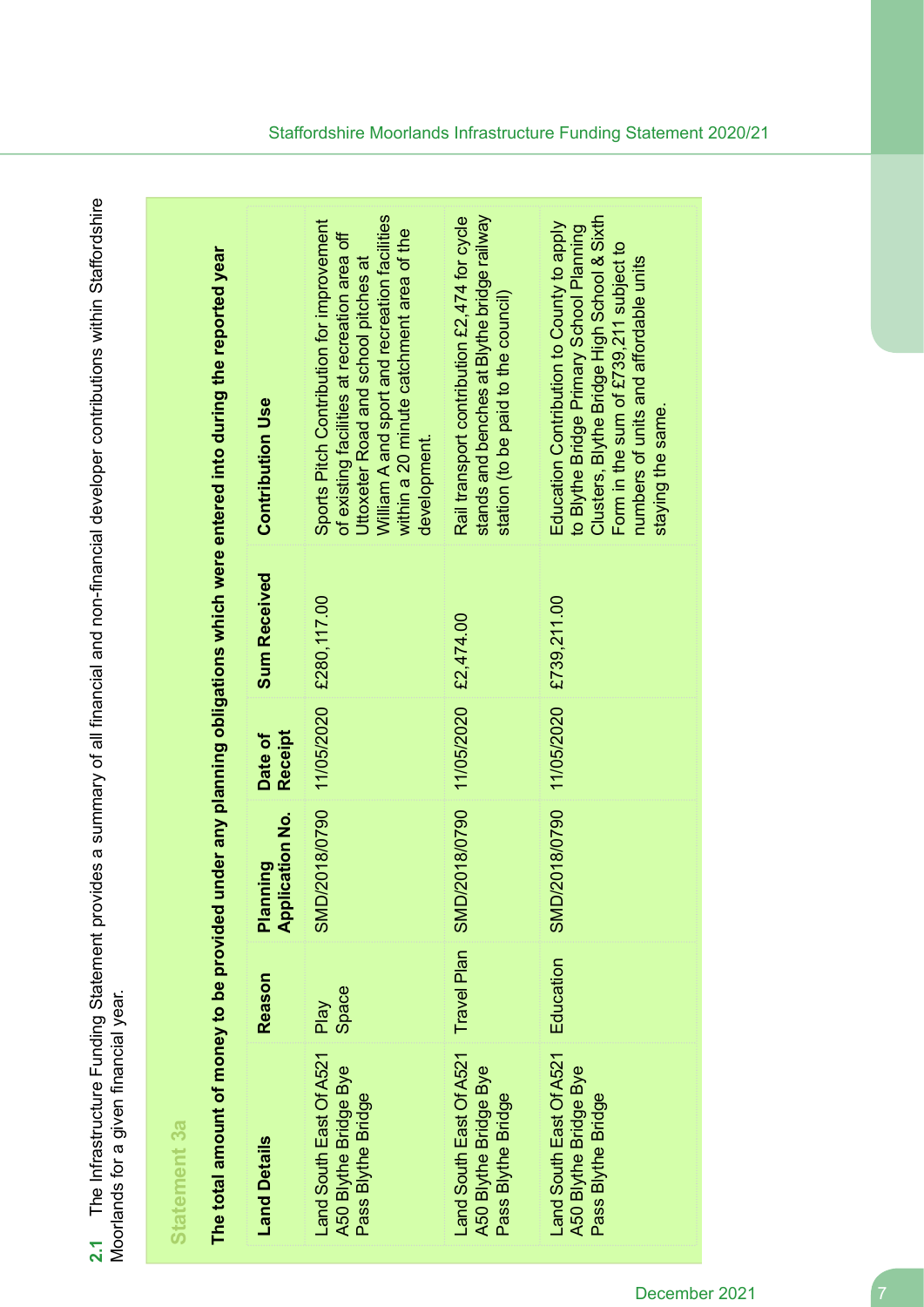**2.1** The Infrastructure Funding Statement provides a summary of all financial and non-financial developer contributions within Staffordshire Moorlands for a given financial year.

## Statement 3a

**The total amount of money to be provided under any planning obligations which were entered into during the reported year**

| Land Details | Reason | Planning Application No. | Date of Receipt | Sum Received | Contribution Use |
|---|---|---|---|---|---|
| Land South East Of A521 A50 Blythe Bridge Bye Pass Blythe Bridge | Play Space | SMD/2018/0790 | 11/05/2020 | £280,117.00 | Sports Pitch Contribution for improvement of existing facilities at recreation area off Uttoxeter Road and school pitches at William A and sport and recreation facilities within a 20 minute catchment area of the development. |
| Land South East Of A521 A50 Blythe Bridge Bye Pass Blythe Bridge | Travel Plan | SMD/2018/0790 | 11/05/2020 | £2,474.00 | Rail transport contribution £2,474 for cycle stands and benches at Blythe bridge railway station (to be paid to the council) |
| Land South East Of A521 A50 Blythe Bridge Bye Pass Blythe Bridge | Education | SMD/2018/0790 | 11/05/2020 | £739,211.00 | Education Contribution to County to apply to Blythe Bridge Primary School Planning Clusters, Blythe Bridge High School & Sixth Form in the sum of £739,211 subject to numbers of units and affordable units staying the same. |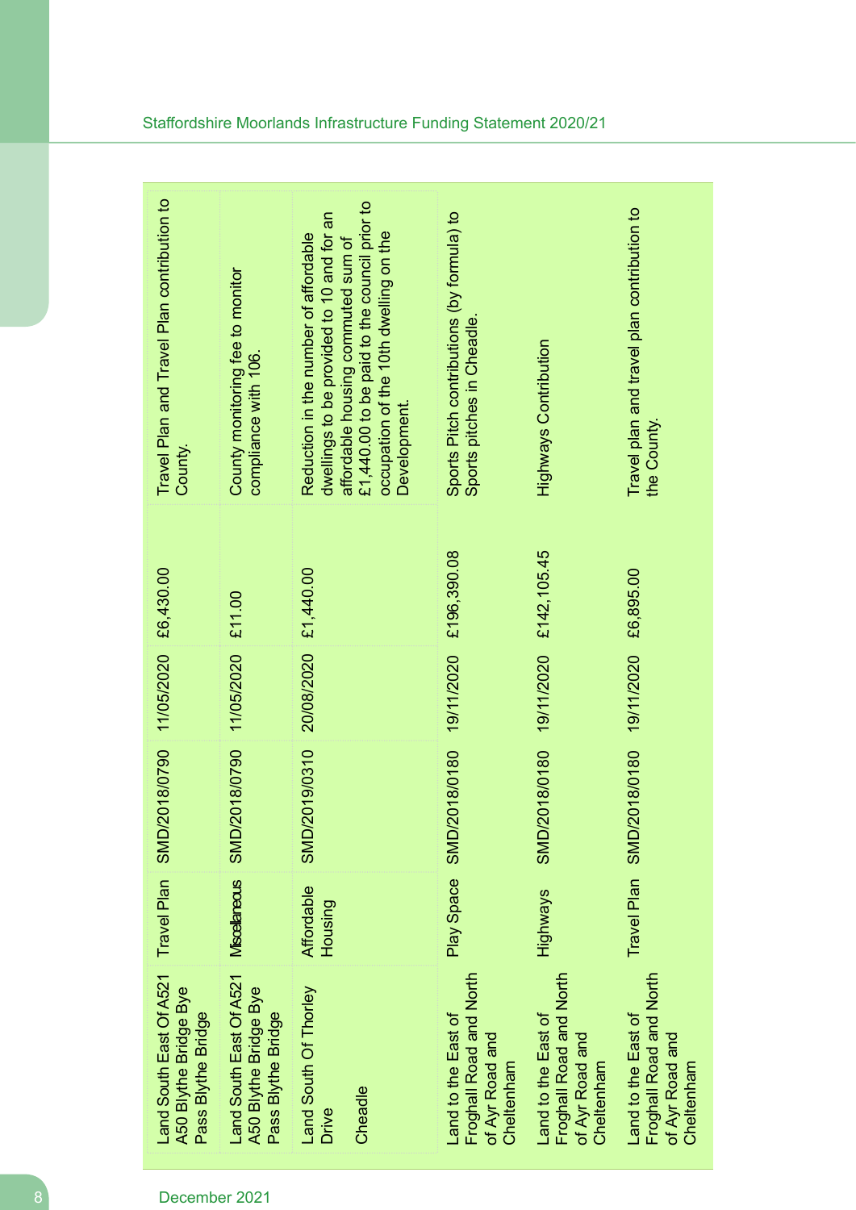| | | | | | |
|---|---|---|---|---|---|
| Land South East Of A521 A50 Blythe Bridge Bye Pass Blythe Bridge | Travel Plan | SMD/2018/0790 | 11/05/2020 | £6,430.00 | Travel Plan and Travel Plan contribution to County. |
| Land South East Of A521 A50 Blythe Bridge Bye Pass Blythe Bridge | Miscellaneous | SMD/2018/0790 | 11/05/2020 | £11.00 | County monitoring fee to monitor compliance with 106. |
| Land South Of Thorley Drive Cheadle | Affordable Housing | SMD/2019/0310 | 20/08/2020 | £1,440.00 | Reduction in the number of affordable dwellings to be provided to 10 and for an affordable housing commuted sum of £1,440.00 to be paid to the council prior to occupation of the 10th dwelling on the Development. |
| Land to the East of Froghall Road and North of Ayr Road and Cheltenham | Play Space | SMD/2018/0180 | 19/11/2020 | £196,390.08 | Sports Pitch contributions (by formula) to Sports pitches in Cheadle. |
| Land to the East of Froghall Road and North of Ayr Road and Cheltenham | Highways | SMD/2018/0180 | 19/11/2020 | £142,105.45 | Highways Contribution |
| Land to the East of Froghall Road and North of Ayr Road and Cheltenham | Travel Plan | SMD/2018/0180 | 19/11/2020 | £6,895.00 | Travel plan and travel plan contribution to the County. |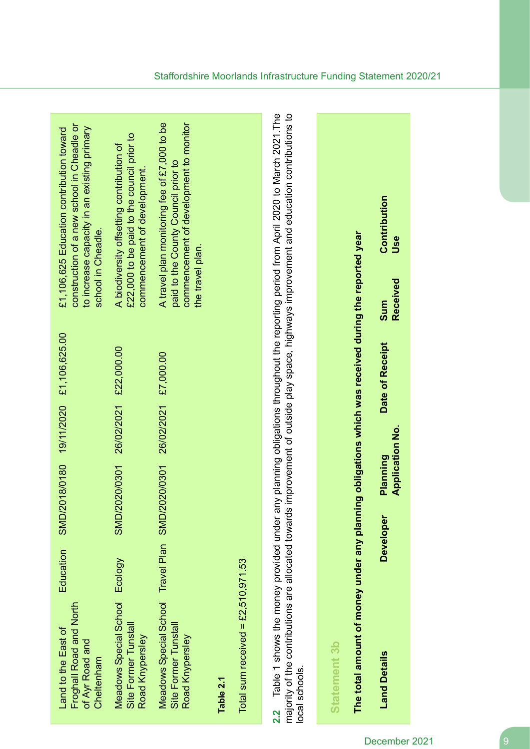| | | | | | |
|---|---|---|---|---|---|
| Land to the East of Froghall Road and North of Ayr Road and Cheltenham | Education | SMD/2018/0180 | 19/11/2020 | £1,106,625.00 | £1,106,625 Education contribution toward construction of a new school in Cheadle or to increase capacity in an existing primary school in Cheadle. |
| Meadows Special School Site Former Tunstall Road Knypersley | Ecology | SMD/2020/0301 | 26/02/2021 | £22,000.00 | A biodiversity offsetting contribution of £22,000 to be paid to the council prior to commencement of development. |
| Meadows Special School Site Former Tunstall Road Knypersley | Travel Plan | SMD/2020/0301 | 26/02/2021 | £7,000.00 | A travel plan monitoring fee of £7,000 to be paid to the County Council prior to commencement of development to monitor the travel plan. |

**Table 2.1**

Total sum received = £2,510,971.53

**2.2** Table 1 shows the money provided under any planning obligations throughout the reporting period from April 2020 to March 2021.The majority of the contributions are allocated towards improvement of outside play space, highways improvement and education contributions to local schools.

## Statement 3b

**The total amount of money under any planning obligations which was received during the reported year**

| Land Details | Developer | Planning Application No. | Date of Receipt | Sum Received | Contribution Use |
|---|---|---|---|---|---|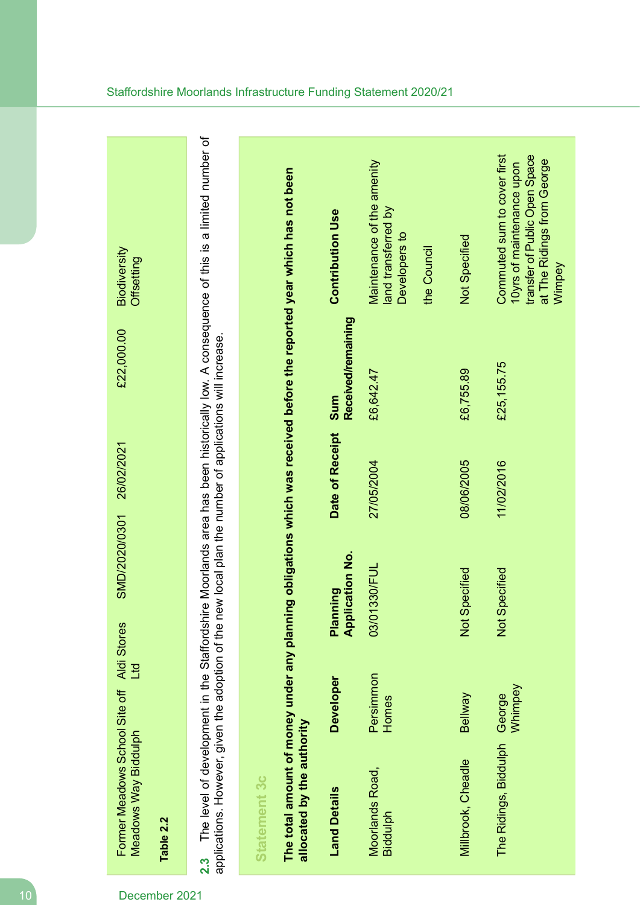| Former Meadows School Site off Meadows Way Biddulph | Aldi Stores Ltd | SMD/2020/0301 | 26/02/2021 | £22,000.00 | Biodiversity Offsetting |
|---|---|---|---|---|---|

**Table 2.2**

**2.3** The level of development in the Staffordshire Moorlands area has been historically low. A consequence of this is a limited number of applications. However, given the adoption of the new local plan the number of applications will increase.

## Statement 3c

**The total amount of money under any planning obligations which was received before the reported year which has not been allocated by the authority**

| Land Details | Developer | Planning Application No. | Date of Receipt | Sum Received/remaining | Contribution Use |
|---|---|---|---|---|---|
| Moorlands Road, Biddulph | Persimmon Homes | 03/01330/FUL | 27/05/2004 | £6,642.47 | Maintenance of the amenity land transferred by Developers to the Council |
| Millbrook, Cheadle | Bellway | Not Specified | 08/06/2005 | £6,755.89 | Not Specified |
| The Ridings, Biddulph | George Whimpey | Not Specified | 11/02/2016 | £25,155.75 | Commuted sum to cover first 10yrs of maintenance upon transfer of Public Open Space at The Ridings from George Wimpey |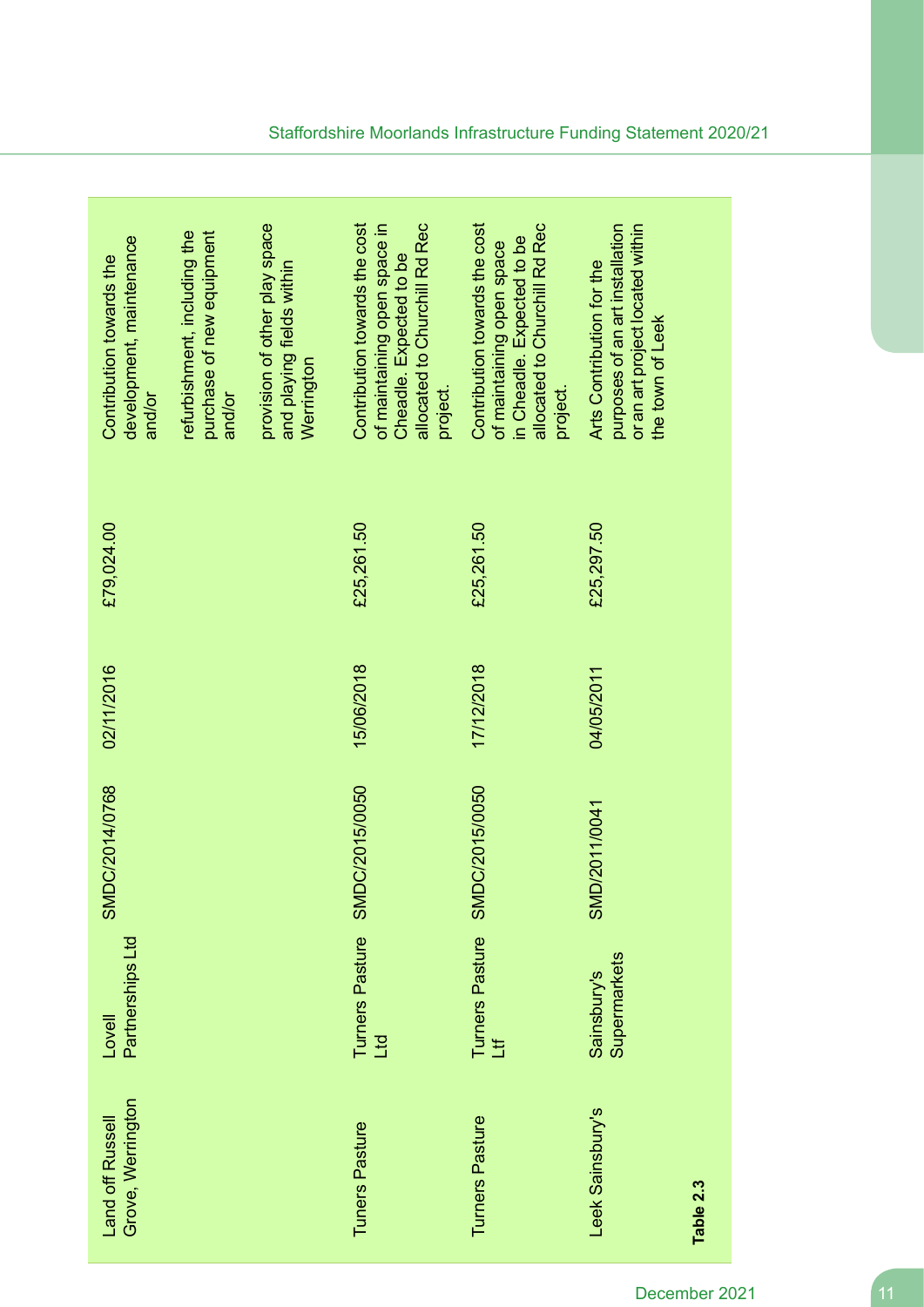| | | | | | |
|---|---|---|---|---|---|
| Land off Russell Grove, Werrington | Lovell Partnerships Ltd | SMDC/2014/0768 | 02/11/2016 | £79,024.00 | Contribution towards the development, maintenance and/or<br><br>refurbishment, including the purchase of new equipment and/or<br><br>provision of other play space and playing fields within Werrington |
| Tuners Pasture | Turners Pasture Ltd | SMDC/2015/0050 | 15/06/2018 | £25,261.50 | Contribution towards the cost of maintaining open space in Cheadle. Expected to be allocated to Churchill Rd Rec project. |
| Turners Pasture | Turners Pasture Ltf | SMDC/2015/0050 | 17/12/2018 | £25,261.50 | Contribution towards the cost of maintaining open space in Cheadle. Expected to be allocated to Churchill Rd Rec project. |
| Leek Sainsbury's | Sainsbury's Supermarkets | SMD/2011/0041 | 04/05/2011 | £25,297.50 | Arts Contribution for the purposes of an art installation or an art project located within the town of Leek |

**Table 2.3**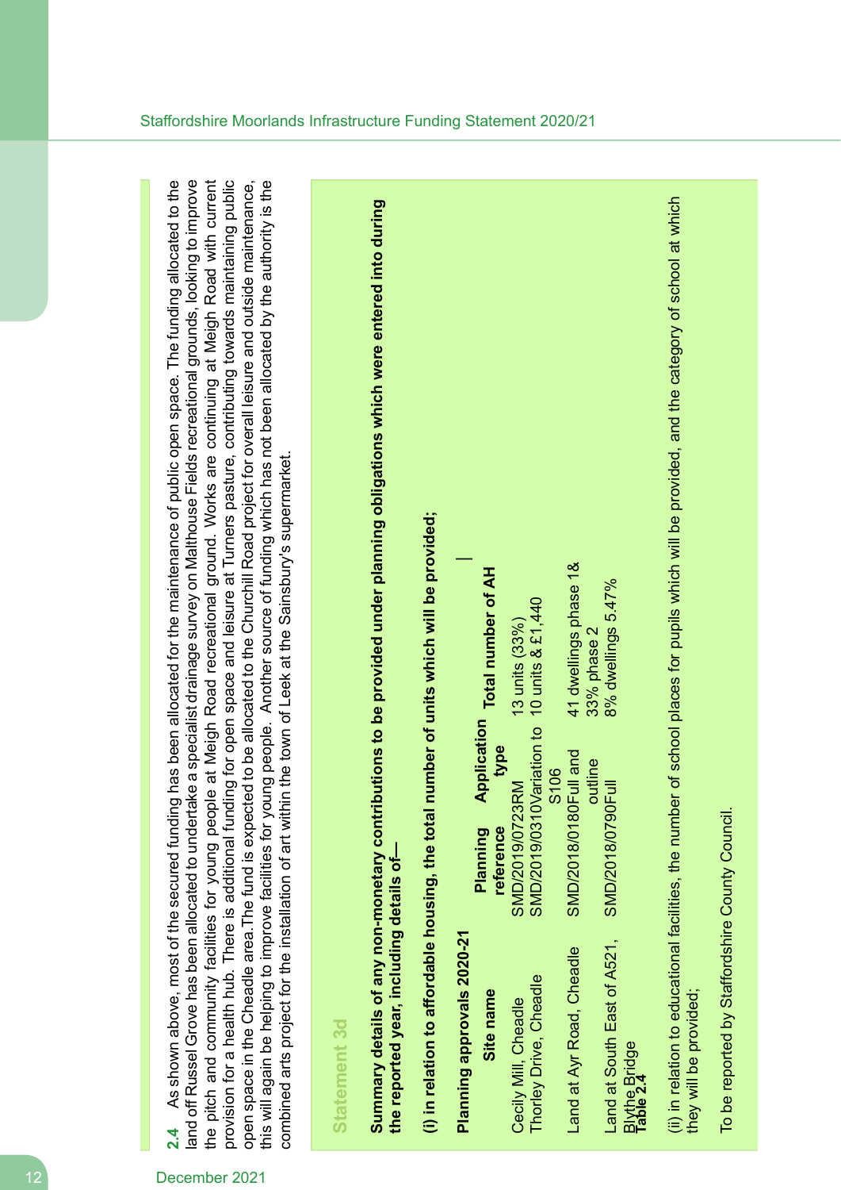**2.4** As shown above, most of the secured funding has been allocated for the maintenance of public open space. The funding allocated to the land off Russel Grove has been allocated to undertake a specialist drainage survey on Malthouse Fields recreational grounds, looking to improve the pitch and community facilities for young people at Meigh Road recreational ground. Works are continuing at Meigh Road with current provision for a health hub. There is additional funding for open space and leisure at Turners pasture, contributing towards maintaining public open space in the Cheadle area.The fund is expected to be allocated to the Churchill Road project for overall leisure and outside maintenance, this will again be helping to improve facilities for young people. Another source of funding which has not been allocated by the authority is the combined arts project for the installation of art within the town of Leek at the Sainsbury's supermarket.

## Statement 3d

**Summary details of any non-monetary contributions to be provided under planning obligations which were entered into during the reported year, including details of—**

**(i) in relation to affordable housing, the total number of units which will be provided;**

**Planning approvals 2020-21**

| Site name | Planning reference | Application type | Total number of AH |
|---|---|---|---|
| Cecily Mill, Cheadle | SMD/2019/0723 | RM | 13 units (33%) |
| Thorley Drive, Cheadle | SMD/2019/0310 | Variation to S106 | 10 units & £1,440 |
| Land at Ayr Road, Cheadle | SMD/2018/0180 | Full and outline | 41 dwellings phase 1& 33% phase 2 |
| Land at South East of A521, Blythe Bridge | SMD/2018/0790 | Full | 8% dwellings 5.47% |

**Table 2.4**

(ii) in relation to educational facilities, the number of school places for pupils which will be provided, and the category of school at which they will be provided;

To be reported by Staffordshire County Council.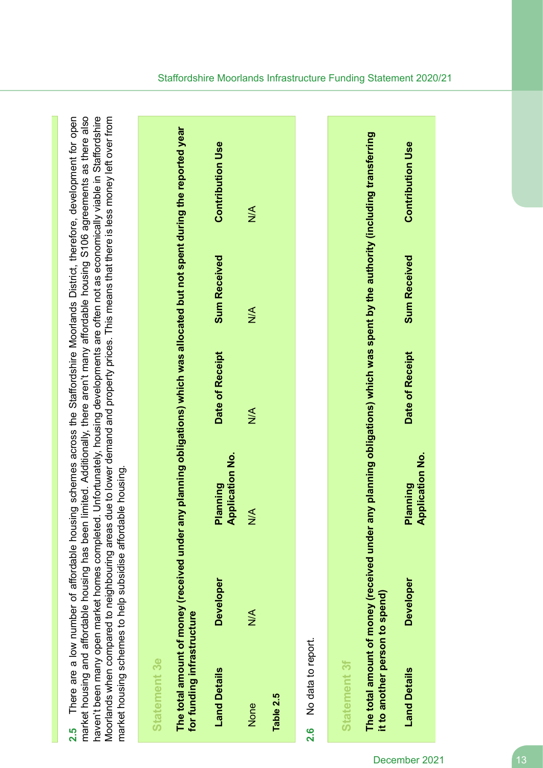**2.5** There are a low number of affordable housing schemes across the Staffordshire Moorlands District, therefore, development for open market housing and affordable housing has been limited. Additionally, there aren't many affordable housing S106 agreements as there also haven't been many open market homes completed. Unfortunately, housing developments are often not as economically viable in Staffordshire Moorlands when compared to neighbouring areas due to lower demand and property prices. This means that there is less money left over from market housing schemes to help subsidise affordable housing.

### Statement 3e

**The total amount of money (received under any planning obligations) which was allocated but not spent during the reported year for funding infrastructure**

| Land Details | Developer | Planning Application No. | Date of Receipt | Sum Received | Contribution Use |
|---|---|---|---|---|---|
| None | N/A | N/A | N/A | N/A | N/A |

**Table 2.5**

**2.6** No data to report.

### Statement 3f

**The total amount of money (received under any planning obligations) which was spent by the authority (including transferring it to another person to spend)**

| Land Details | Developer | Planning Application No. | Date of Receipt | Sum Received | Contribution Use |
|---|---|---|---|---|---|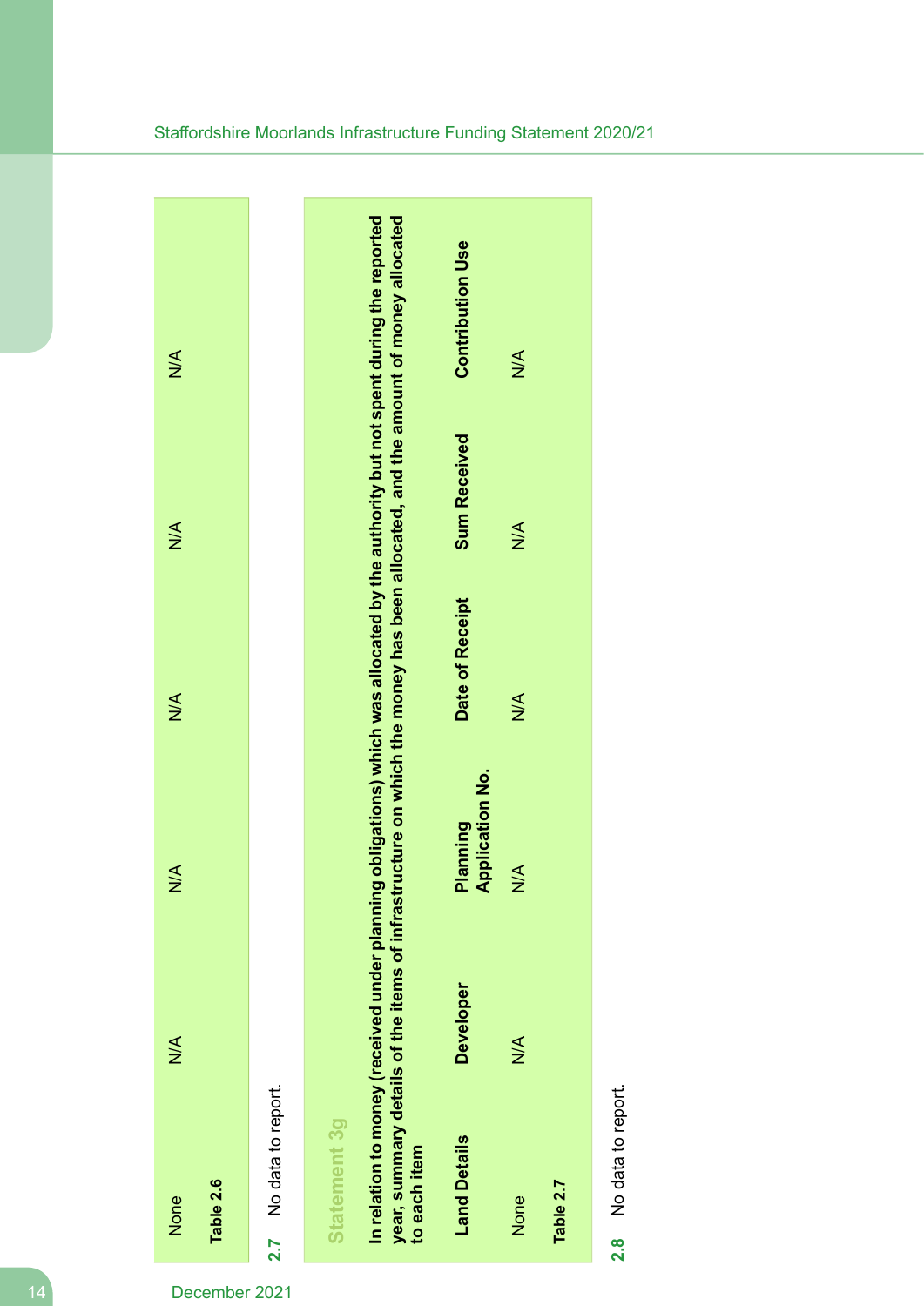| | | | | |
|---|---|---|---|---|
| None | N/A | N/A | N/A | N/A | N/A |

**Table 2.6**

**2.7** No data to report.

### Statement 3g

**In relation to money (received under planning obligations) which was allocated by the authority but not spent during the reported year, summary details of the items of infrastructure on which the money has been allocated, and the amount of money allocated to each item**

| Land Details | Developer | Planning Application No. | Date of Receipt | Sum Received | Contribution Use |
|---|---|---|---|---|---|
| None | N/A | N/A | N/A | N/A | N/A |

**Table 2.7**

**2.8** No data to report.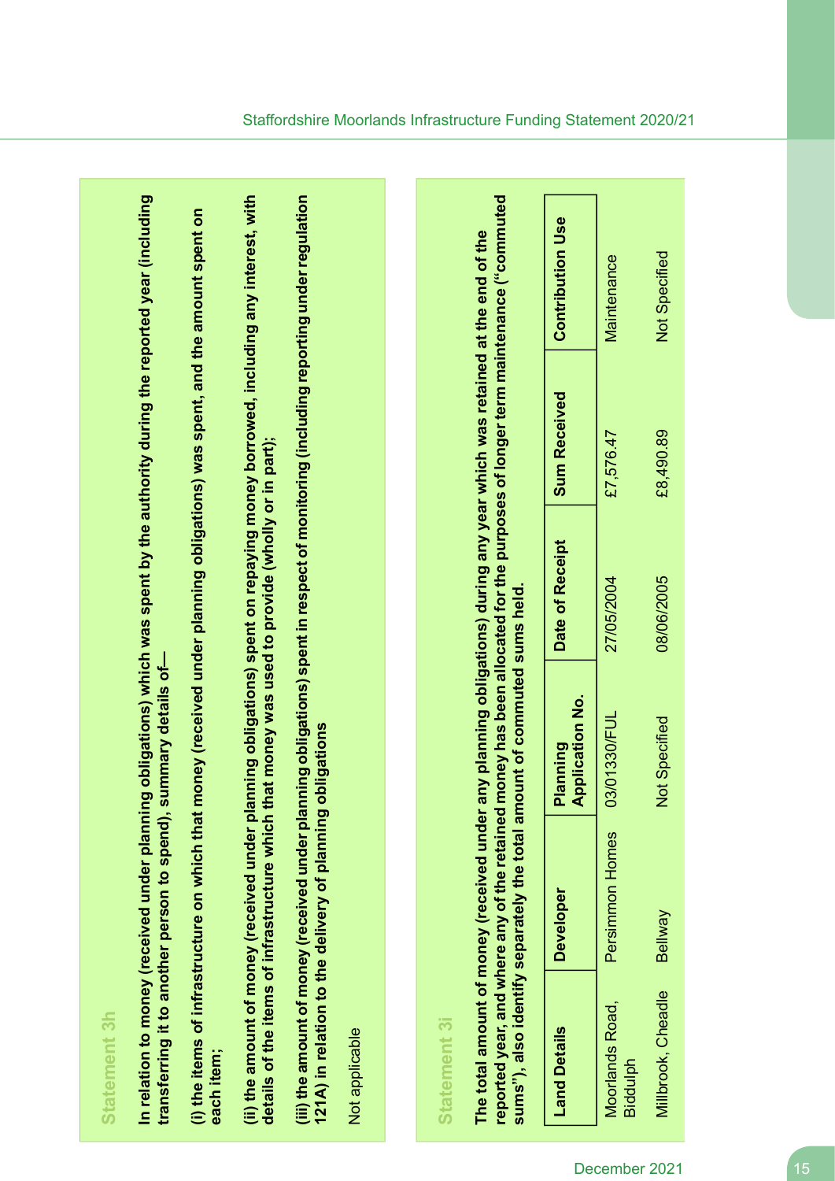## Statement 3h

**In relation to money (received under planning obligations) which was spent by the authority during the reported year (including transferring it to another person to spend), summary details of—**

**(i) the items of infrastructure on which that money (received under planning obligations) was spent, and the amount spent on each item;**

**(ii) the amount of money (received under planning obligations) spent on repaying money borrowed, including any interest, with details of the items of infrastructure which that money was used to provide (wholly or in part);**

**(iii) the amount of money (received under planning obligations) spent in respect of monitoring (including reporting under regulation 121A) in relation to the delivery of planning obligations**

Not applicable

## Statement 3i

**The total amount of money (received under any planning obligations) during any year which was retained at the end of the reported year, and where any of the retained money has been allocated for the purposes of longer term maintenance ("commuted sums"), also identify separately the total amount of commuted sums held.**

| Land Details | Developer | Planning Application No. | Date of Receipt | Sum Received | Contribution Use |
|---|---|---|---|---|---|
| Moorlands Road, Biddulph | Persimmon Homes | 03/01330/FUL | 27/05/2004 | £7,576.47 | Maintenance |
| Millbrook, Cheadle | Bellway | Not Specified | 08/06/2005 | £8,490.89 | Not Specified |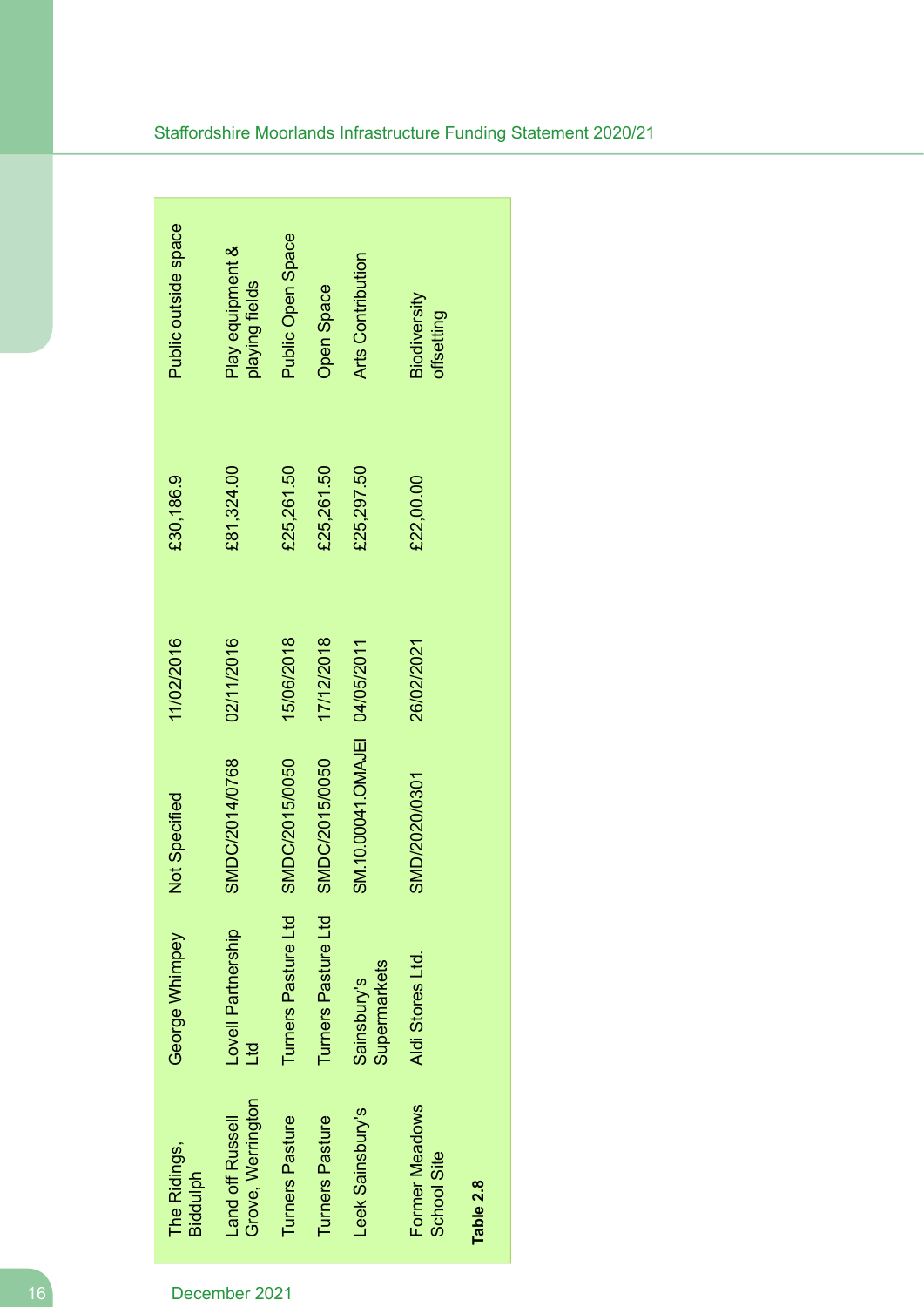| | | | | | |
|---|---|---|---|---|---|
| The Ridings, Biddulph | George Whimpey | Not Specifed | 11/02/2016 | £30,186.9 | Public outside space |
| Land off Russell Grove, Werrington | Lovell Partnership Ltd | SMDC/2014/0768 | 02/11/2016 | £81,324.00 | Play equipment & playing fields |
| Turners Pasture | Turners Pasture Ltd | SMDC/2015/0050 | 15/06/2018 | £25,261.50 | Public Open Space |
| Turners Pasture | Turners Pasture Ltd | SMDC/2015/0050 | 17/12/2018 | £25,261.50 | Open Space |
| Leek Sainsbury's | Sainsbury's Supermarkets | SM.10.00041.OMAJEI | 04/05/2011 | £25,297.50 | Arts Contribution |
| Former Meadows School Site | Aldi Stores Ltd. | SMD/2020/0301 | 26/02/2021 | £22,00.00 | Biodiversity offsetting |

**Table 2.8**